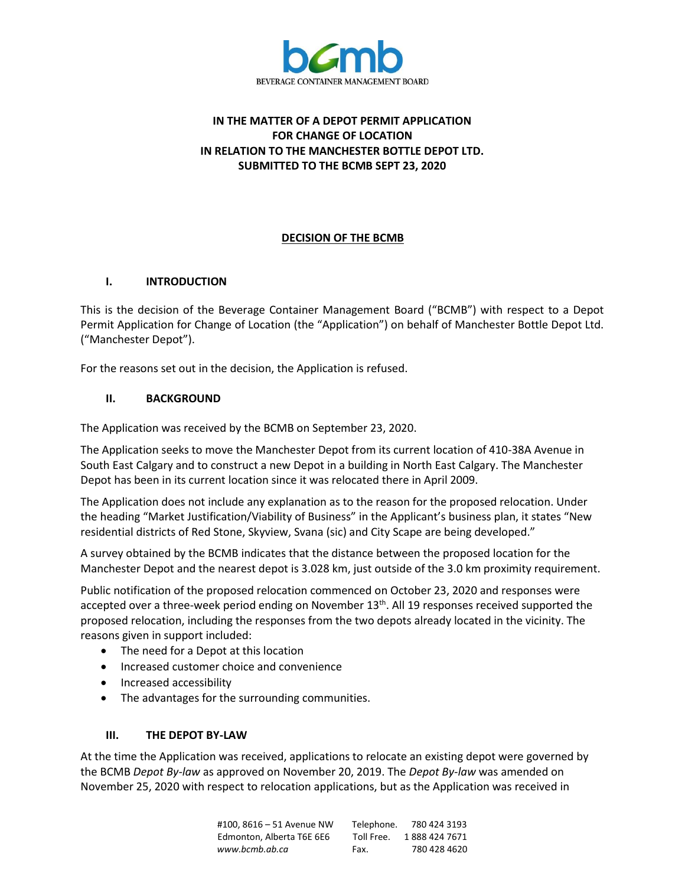**IN THE MATTER OF A DEPOT PERMIT APPLICATION FOR CHANGE OF LOCATION IN RELATION TO THE MANCHESTER BOTTLE DEPOT LTD. SUBMITTED TO THE BCMB SEPT 23, 2020**

# DECISION OF THE BCMB

## I. INTRODUCTION

This is the decision of the Beverage Container Management Board ("BCMB") with respect to a Depot Permit Application for Change of Location (the "Application") on behalf of Manchester Bottle Depot Ltd. ("Manchester Depot").

For the reasons set out in the decision, the Application is refused.

## II. BACKGROUND

The Application was received by the BCMB on September 23, 2020.

The Application seeks to move the Manchester Depot from its current location of 410-38A Avenue in South East Calgary and to construct a new Depot in a building in North East Calgary. The Manchester Depot has been in its current location since it was relocated there in April 2009.

The Application does not include any explanation as to the reason for the proposed relocation. Under the heading "Market Justification/Viability of Business" in the Applicant's business plan, it states "New residential districts of Red Stone, Skyview, Svana (sic) and City Scape are being developed."

A survey obtained by the BCMB indicates that the distance between the proposed location for the Manchester Depot and the nearest depot is 3.028 km, just outside of the 3.0 km proximity requirement.

Public notification of the proposed relocation commenced on October 23, 2020 and responses were accepted over a three-week period ending on November 13th. All 19 responses received supported the proposed relocation, including the responses from the two depots already located in the vicinity. The reasons given in support included:

- The need for a Depot at this location
- Increased customer choice and convenience
- Increased accessibility
- The advantages for the surrounding communities.

## III. THE DEPOT BY-LAW

At the time the Application was received, applications to relocate an existing depot were governed by the BCMB *Depot By-law* as approved on November 20, 2019. The *Depot By-law* was amended on November 25, 2020 with respect to relocation applications, but as the Application was received in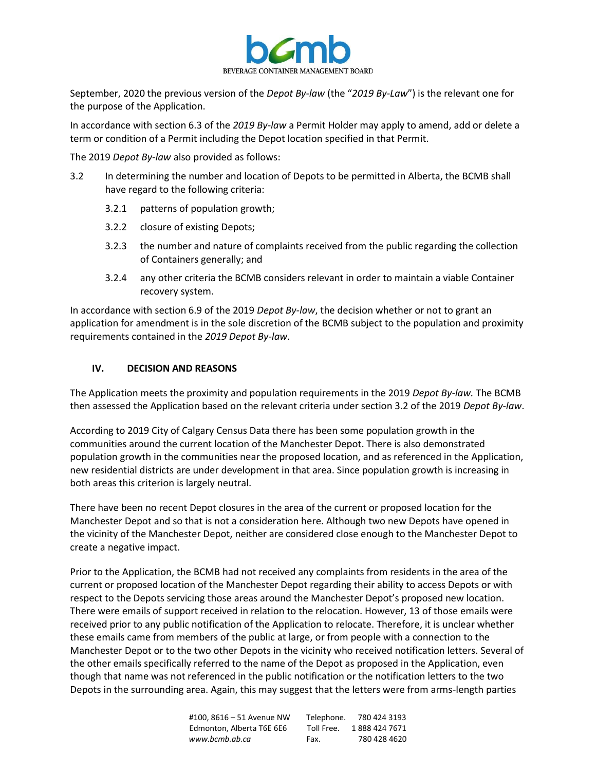September, 2020 the previous version of the *Depot By-law* (the "*2019 By-Law*") is the relevant one for the purpose of the Application.

In accordance with section 6.3 of the *2019 By-law* a Permit Holder may apply to amend, add or delete a term or condition of a Permit including the Depot location specified in that Permit.

The 2019 *Depot By-law* also provided as follows:

3.2 In determining the number and location of Depots to be permitted in Alberta, the BCMB shall have regard to the following criteria:

- 3.2.1 patterns of population growth;
- 3.2.2 closure of existing Depots;
- 3.2.3 the number and nature of complaints received from the public regarding the collection of Containers generally; and
- 3.2.4 any other criteria the BCMB considers relevant in order to maintain a viable Container recovery system.

In accordance with section 6.9 of the 2019 *Depot By-law*, the decision whether or not to grant an application for amendment is in the sole discretion of the BCMB subject to the population and proximity requirements contained in the *2019 Depot By-law*.

## IV. DECISION AND REASONS

The Application meets the proximity and population requirements in the 2019 *Depot By-law.* The BCMB then assessed the Application based on the relevant criteria under section 3.2 of the 2019 *Depot By-law*.

According to 2019 City of Calgary Census Data there has been some population growth in the communities around the current location of the Manchester Depot. There is also demonstrated population growth in the communities near the proposed location, and as referenced in the Application, new residential districts are under development in that area. Since population growth is increasing in both areas this criterion is largely neutral.

There have been no recent Depot closures in the area of the current or proposed location for the Manchester Depot and so that is not a consideration here. Although two new Depots have opened in the vicinity of the Manchester Depot, neither are considered close enough to the Manchester Depot to create a negative impact.

Prior to the Application, the BCMB had not received any complaints from residents in the area of the current or proposed location of the Manchester Depot regarding their ability to access Depots or with respect to the Depots servicing those areas around the Manchester Depot's proposed new location. There were emails of support received in relation to the relocation. However, 13 of those emails were received prior to any public notification of the Application to relocate. Therefore, it is unclear whether these emails came from members of the public at large, or from people with a connection to the Manchester Depot or to the two other Depots in the vicinity who received notification letters. Several of the other emails specifically referred to the name of the Depot as proposed in the Application, even though that name was not referenced in the public notification or the notification letters to the two Depots in the surrounding area. Again, this may suggest that the letters were from arms-length parties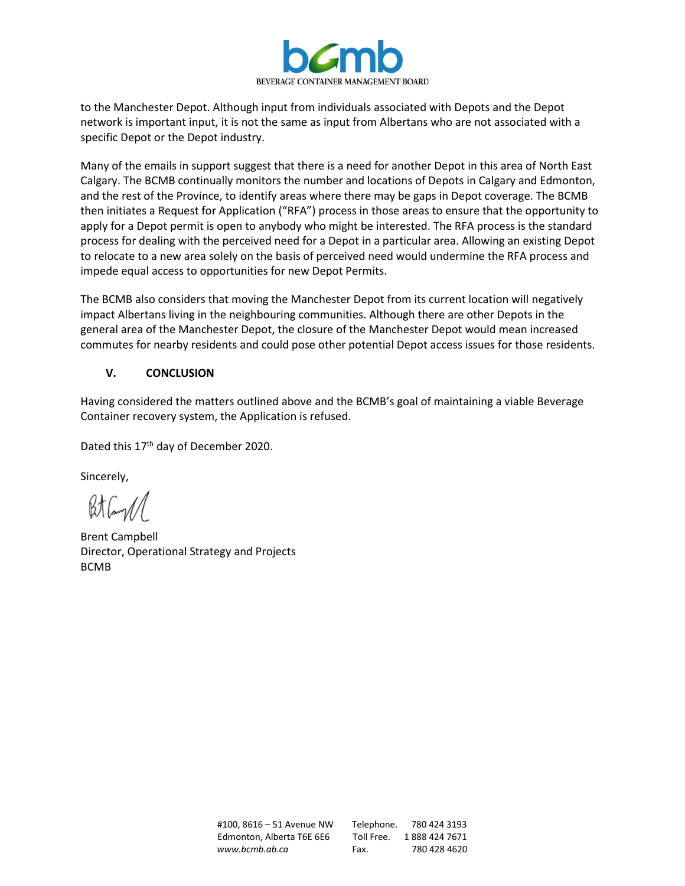to the Manchester Depot. Although input from individuals associated with Depots and the Depot network is important input, it is not the same as input from Albertans who are not associated with a specific Depot or the Depot industry.

Many of the emails in support suggest that there is a need for another Depot in this area of North East Calgary. The BCMB continually monitors the number and locations of Depots in Calgary and Edmonton, and the rest of the Province, to identify areas where there may be gaps in Depot coverage. The BCMB then initiates a Request for Application ("RFA") process in those areas to ensure that the opportunity to apply for a Depot permit is open to anybody who might be interested. The RFA process is the standard process for dealing with the perceived need for a Depot in a particular area. Allowing an existing Depot to relocate to a new area solely on the basis of perceived need would undermine the RFA process and impede equal access to opportunities for new Depot Permits.

The BCMB also considers that moving the Manchester Depot from its current location will negatively impact Albertans living in the neighbouring communities. Although there are other Depots in the general area of the Manchester Depot, the closure of the Manchester Depot would mean increased commutes for nearby residents and could pose other potential Depot access issues for those residents.

## V. CONCLUSION

Having considered the matters outlined above and the BCMB's goal of maintaining a viable Beverage Container recovery system, the Application is refused.

Dated this 17th day of December 2020.

Sincerely,

Brent Campbell
Director, Operational Strategy and Projects
BCMB